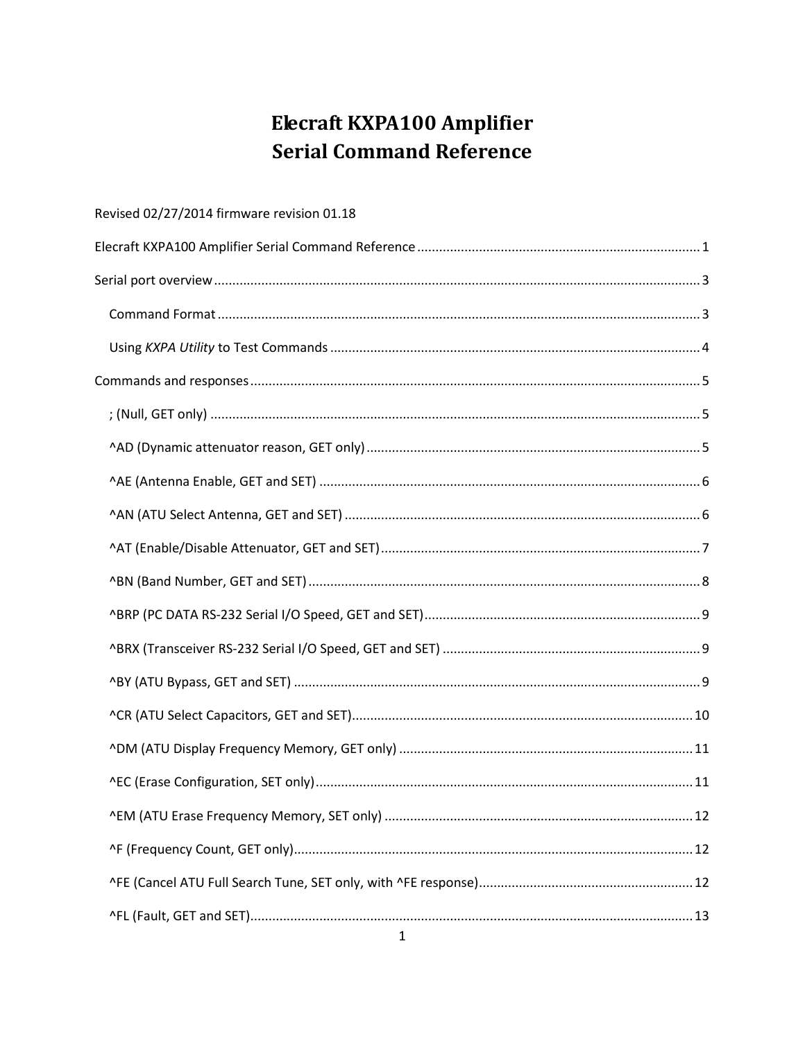# Elecraft KXPA100 Amplifier
# Serial Command Reference

Revised 02/27/2014 firmware revision 01.18

Elecraft KXPA100 Amplifier Serial Command Reference ........................................ 1

Serial port overview ........................................ 3

- Command Format ........................................ 3
- Using *KXPA Utility* to Test Commands ........................................ 4

Commands and responses ........................................ 5

- ; (Null, GET only) ........................................ 5
- ^AD (Dynamic attenuator reason, GET only) ........................................ 5
- ^AE (Antenna Enable, GET and SET) ........................................ 6
- ^AN (ATU Select Antenna, GET and SET) ........................................ 6
- ^AT (Enable/Disable Attenuator, GET and SET) ........................................ 7
- ^BN (Band Number, GET and SET) ........................................ 8
- ^BRP (PC DATA RS-232 Serial I/O Speed, GET and SET) ........................................ 9
- ^BRX (Transceiver RS-232 Serial I/O Speed, GET and SET) ........................................ 9
- ^BY (ATU Bypass, GET and SET) ........................................ 9
- ^CR (ATU Select Capacitors, GET and SET) ........................................ 10
- ^DM (ATU Display Frequency Memory, GET only) ........................................ 11
- ^EC (Erase Configuration, SET only) ........................................ 11
- ^EM (ATU Erase Frequency Memory, SET only) ........................................ 12
- ^F (Frequency Count, GET only) ........................................ 12
- ^FE (Cancel ATU Full Search Tune, SET only, with ^FE response) ........................................ 12
- ^FL (Fault, GET and SET) ........................................ 13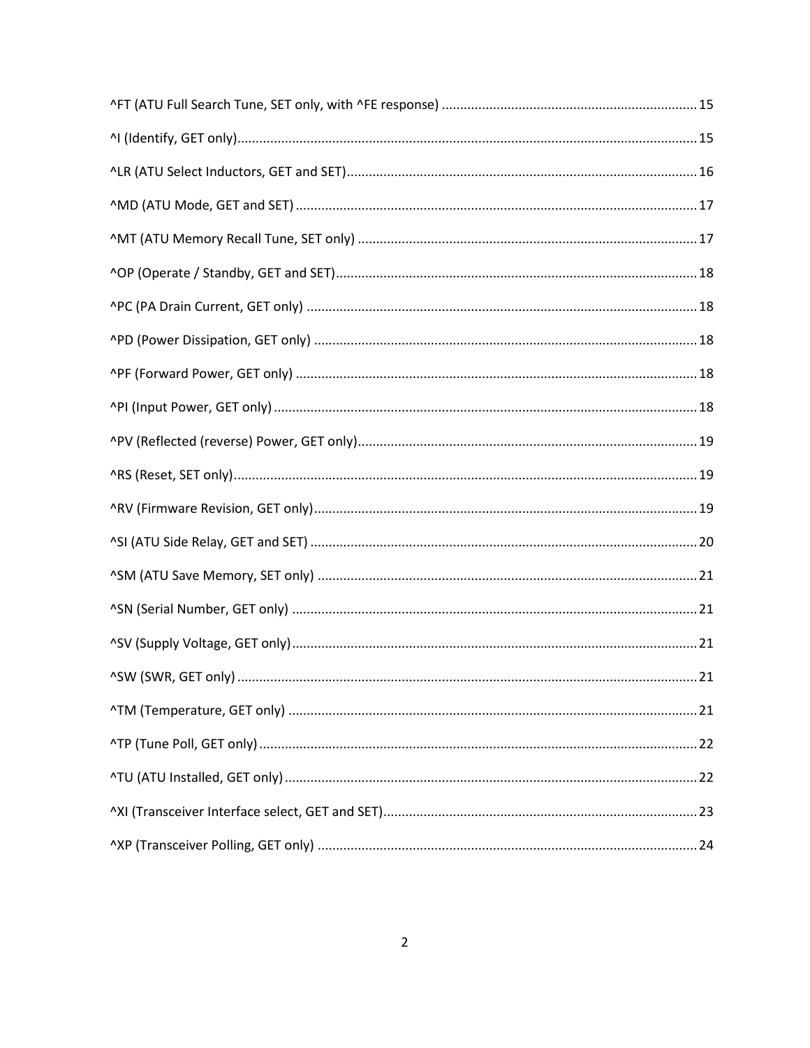^FT (ATU Full Search Tune, SET only, with ^FE response) ..................................................................... 15

^I (Identify, GET only)............................................................................................................ 15

^LR (ATU Select Inductors, GET and SET)............................................................................... 16

^MD (ATU Mode, GET and SET) ............................................................................................ 17

^MT (ATU Memory Recall Tune, SET only) ............................................................................ 17

^OP (Operate / Standby, GET and SET).................................................................................. 18

^PC (PA Drain Current, GET only) .......................................................................................... 18

^PD (Power Dissipation, GET only) ........................................................................................ 18

^PF (Forward Power, GET only) ............................................................................................ 18

^PI (Input Power, GET only) ................................................................................................... 18

^PV (Reflected (reverse) Power, GET only)............................................................................ 19

^RS (Reset, SET only).............................................................................................................. 19

^RV (Firmware Revision, GET only)........................................................................................ 19

^SI (ATU Side Relay, GET and SET) ......................................................................................... 20

^SM (ATU Save Memory, SET only) ....................................................................................... 21

^SN (Serial Number, GET only) .............................................................................................. 21

^SV (Supply Voltage, GET only).............................................................................................. 21

^SW (SWR, GET only) ............................................................................................................. 21

^TM (Temperature, GET only) ............................................................................................... 21

^TP (Tune Poll, GET only) ....................................................................................................... 22

^TU (ATU Installed, GET only)................................................................................................ 22

^XI (Transceiver Interface select, GET and SET)..................................................................... 23

^XP (Transceiver Polling, GET only) ....................................................................................... 24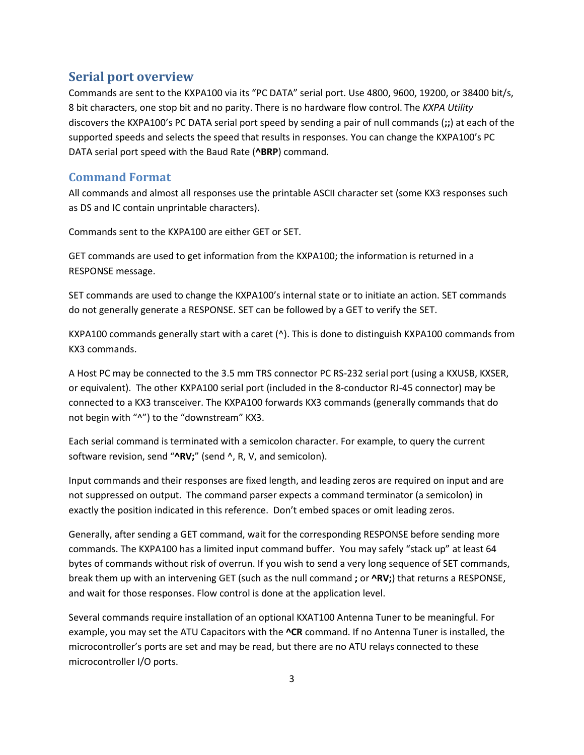## Serial port overview

Commands are sent to the KXPA100 via its "PC DATA" serial port. Use 4800, 9600, 19200, or 38400 bit/s, 8 bit characters, one stop bit and no parity. There is no hardware flow control. The *KXPA Utility* discovers the KXPA100's PC DATA serial port speed by sending a pair of null commands (**;;**) at each of the supported speeds and selects the speed that results in responses. You can change the KXPA100's PC DATA serial port speed with the Baud Rate (**^BRP**) command.

### Command Format

All commands and almost all responses use the printable ASCII character set (some KX3 responses such as DS and IC contain unprintable characters).

Commands sent to the KXPA100 are either GET or SET.

GET commands are used to get information from the KXPA100; the information is returned in a RESPONSE message.

SET commands are used to change the KXPA100's internal state or to initiate an action. SET commands do not generally generate a RESPONSE. SET can be followed by a GET to verify the SET.

KXPA100 commands generally start with a caret (^). This is done to distinguish KXPA100 commands from KX3 commands.

A Host PC may be connected to the 3.5 mm TRS connector PC RS-232 serial port (using a KXUSB, KXSER, or equivalent). The other KXPA100 serial port (included in the 8-conductor RJ-45 connector) may be connected to a KX3 transceiver. The KXPA100 forwards KX3 commands (generally commands that do not begin with "^") to the "downstream" KX3.

Each serial command is terminated with a semicolon character. For example, to query the current software revision, send "**^RV;**" (send ^, R, V, and semicolon).

Input commands and their responses are fixed length, and leading zeros are required on input and are not suppressed on output. The command parser expects a command terminator (a semicolon) in exactly the position indicated in this reference. Don't embed spaces or omit leading zeros.

Generally, after sending a GET command, wait for the corresponding RESPONSE before sending more commands. The KXPA100 has a limited input command buffer. You may safely "stack up" at least 64 bytes of commands without risk of overrun. If you wish to send a very long sequence of SET commands, break them up with an intervening GET (such as the null command **;** or **^RV;**) that returns a RESPONSE, and wait for those responses. Flow control is done at the application level.

Several commands require installation of an optional KXAT100 Antenna Tuner to be meaningful. For example, you may set the ATU Capacitors with the **^CR** command. If no Antenna Tuner is installed, the microcontroller's ports are set and may be read, but there are no ATU relays connected to these microcontroller I/O ports.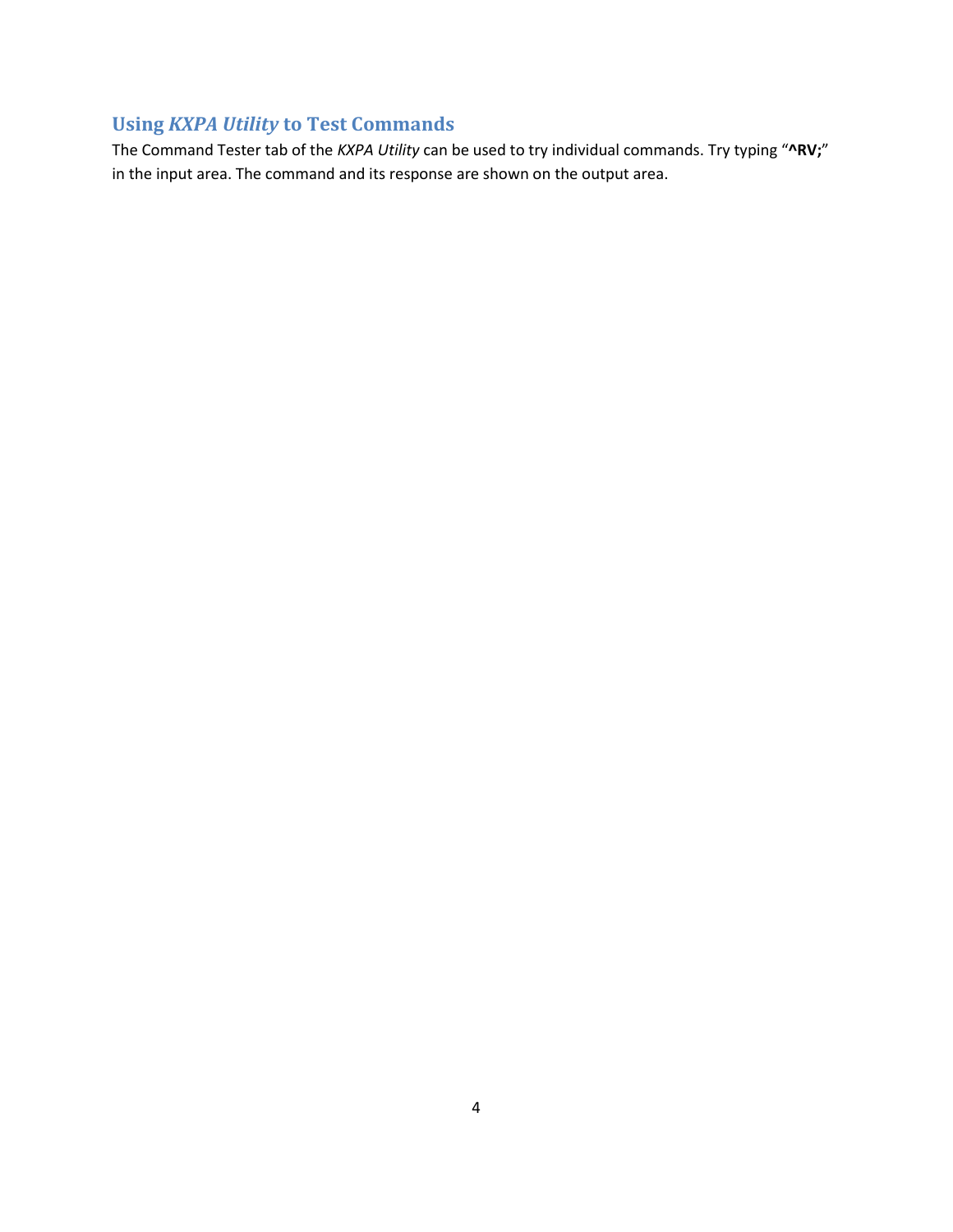## Using *KXPA Utility* to Test Commands

The Command Tester tab of the *KXPA Utility* can be used to try individual commands. Try typing "**^RV;**" in the input area. The command and its response are shown on the output area.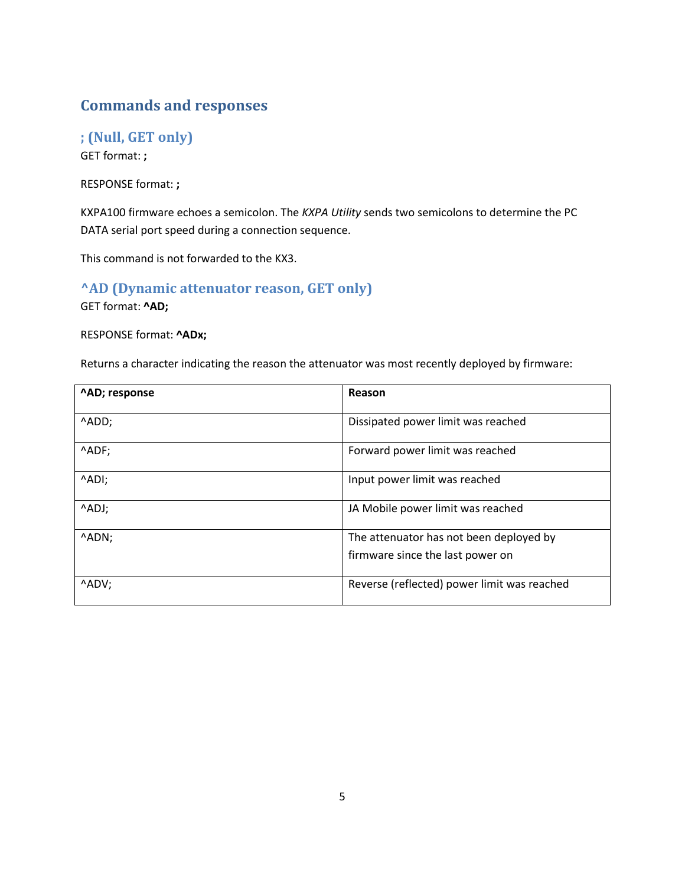## Commands and responses

### ; (Null, GET only)

GET format: **;**

RESPONSE format: **;**

KXPA100 firmware echoes a semicolon. The *KXPA Utility* sends two semicolons to determine the PC DATA serial port speed during a connection sequence.

This command is not forwarded to the KX3.

### ^AD (Dynamic attenuator reason, GET only)

GET format: **^AD;**

RESPONSE format: **^ADx;**

Returns a character indicating the reason the attenuator was most recently deployed by firmware:

| **^AD; response** | **Reason** |
|---|---|
| ^ADD; | Dissipated power limit was reached |
| ^ADF; | Forward power limit was reached |
| ^ADI; | Input power limit was reached |
| ^ADJ; | JA Mobile power limit was reached |
| ^ADN; | The attenuator has not been deployed by firmware since the last power on |
| ^ADV; | Reverse (reflected) power limit was reached |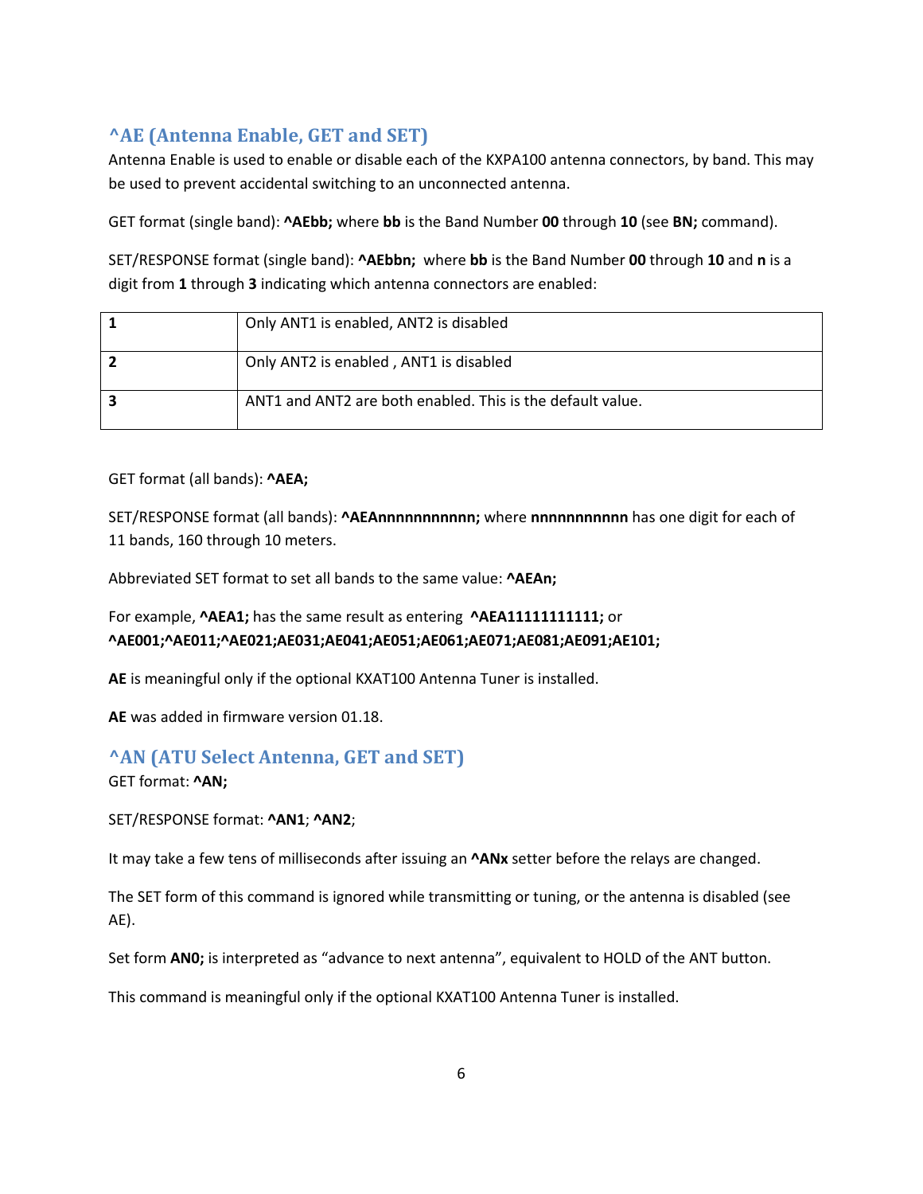## ^AE (Antenna Enable, GET and SET)

Antenna Enable is used to enable or disable each of the KXPA100 antenna connectors, by band. This may be used to prevent accidental switching to an unconnected antenna.

GET format (single band): **^AEbb;** where **bb** is the Band Number **00** through **10** (see **BN;** command).

SET/RESPONSE format (single band): **^AEbbn;** where **bb** is the Band Number **00** through **10** and **n** is a digit from **1** through **3** indicating which antenna connectors are enabled:

| | |
|---|---|
| **1** | Only ANT1 is enabled, ANT2 is disabled |
| **2** | Only ANT2 is enabled , ANT1 is disabled |
| **3** | ANT1 and ANT2 are both enabled. This is the default value. |

GET format (all bands): **^AEA;**

SET/RESPONSE format (all bands): **^AEAnnnnnnnnnnn;** where **nnnnnnnnnnn** has one digit for each of 11 bands, 160 through 10 meters.

Abbreviated SET format to set all bands to the same value: **^AEAn;**

For example, **^AEA1;** has the same result as entering **^AEA11111111111;** or **^AE001;^AE011;^AE021;AE031;AE041;AE051;AE061;AE071;AE081;AE091;AE101;**

**AE** is meaningful only if the optional KXAT100 Antenna Tuner is installed.

**AE** was added in firmware version 01.18.

## ^AN (ATU Select Antenna, GET and SET)

GET format: **^AN;**

SET/RESPONSE format: **^AN1**; **^AN2**;

It may take a few tens of milliseconds after issuing an **^ANx** setter before the relays are changed.

The SET form of this command is ignored while transmitting or tuning, or the antenna is disabled (see AE).

Set form **AN0;** is interpreted as "advance to next antenna", equivalent to HOLD of the ANT button.

This command is meaningful only if the optional KXAT100 Antenna Tuner is installed.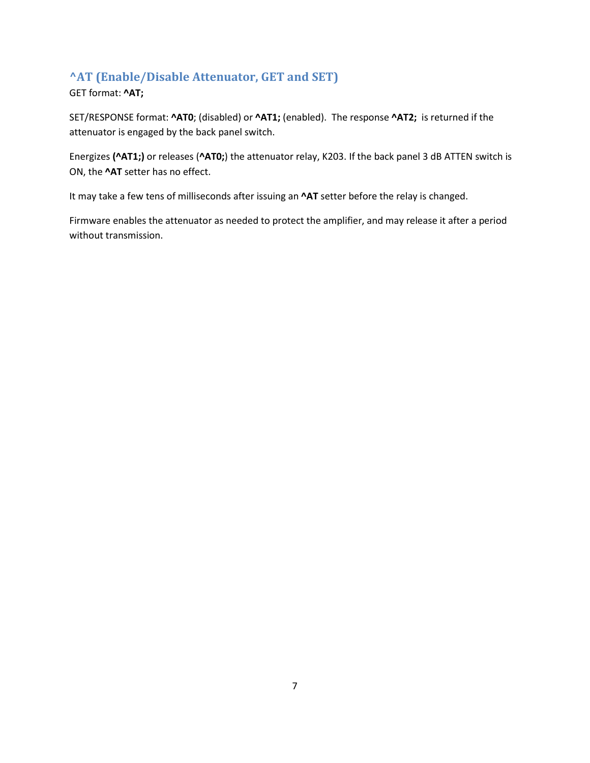## ^AT (Enable/Disable Attenuator, GET and SET)

GET format: **^AT;**

SET/RESPONSE format: **^AT0**; (disabled) or **^AT1;** (enabled). The response **^AT2;** is returned if the attenuator is engaged by the back panel switch.

Energizes **(^AT1;)** or releases (**^AT0;**) the attenuator relay, K203. If the back panel 3 dB ATTEN switch is ON, the **^AT** setter has no effect.

It may take a few tens of milliseconds after issuing an **^AT** setter before the relay is changed.

Firmware enables the attenuator as needed to protect the amplifier, and may release it after a period without transmission.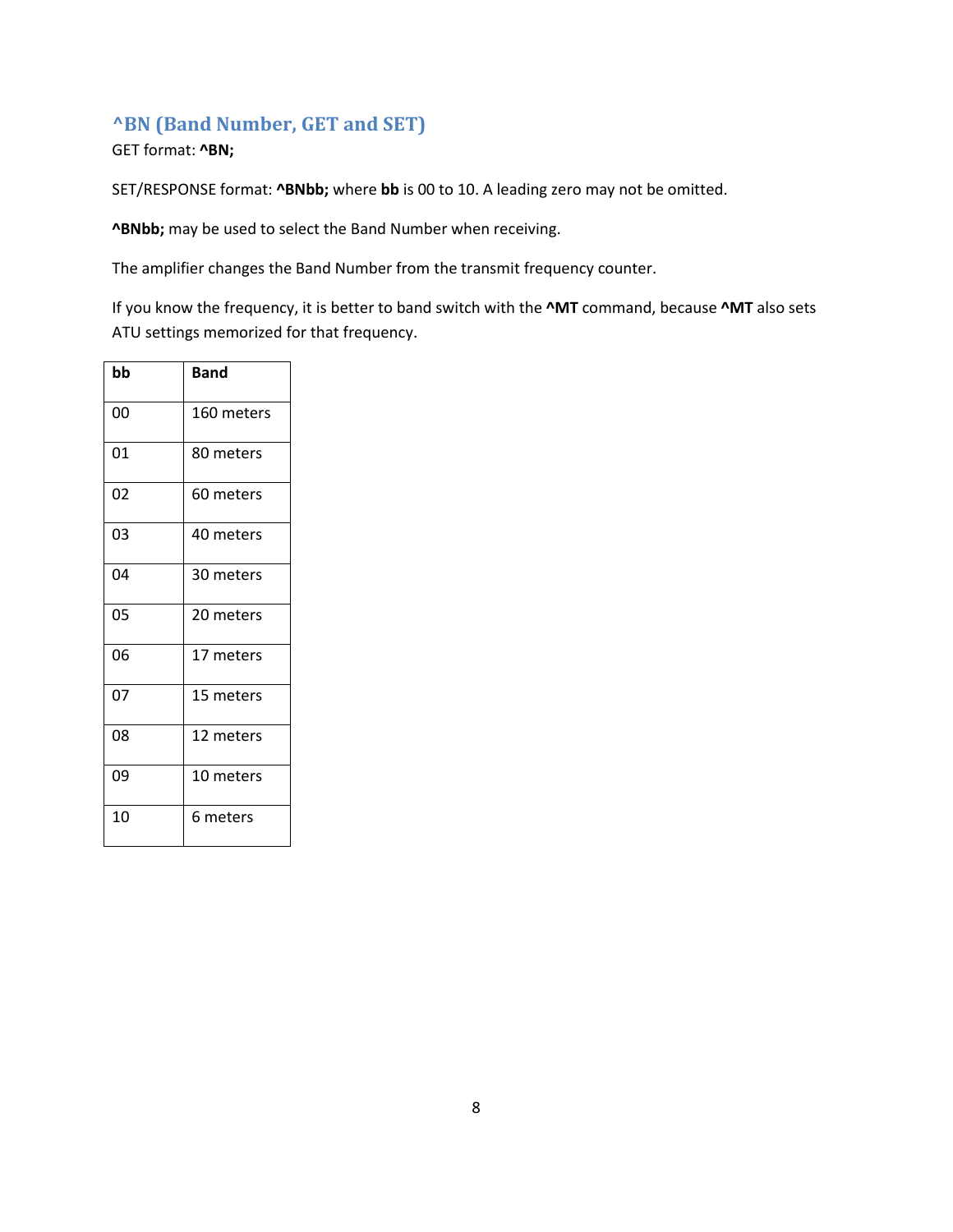## ^BN (Band Number, GET and SET)

GET format: **^BN;**

SET/RESPONSE format: **^BNbb;** where **bb** is 00 to 10. A leading zero may not be omitted.

**^BNbb;** may be used to select the Band Number when receiving.

The amplifier changes the Band Number from the transmit frequency counter.

If you know the frequency, it is better to band switch with the **^MT** command, because **^MT** also sets ATU settings memorized for that frequency.

| **bb** | **Band** |
|---|---|
| 00 | 160 meters |
| 01 | 80 meters |
| 02 | 60 meters |
| 03 | 40 meters |
| 04 | 30 meters |
| 05 | 20 meters |
| 06 | 17 meters |
| 07 | 15 meters |
| 08 | 12 meters |
| 09 | 10 meters |
| 10 | 6 meters |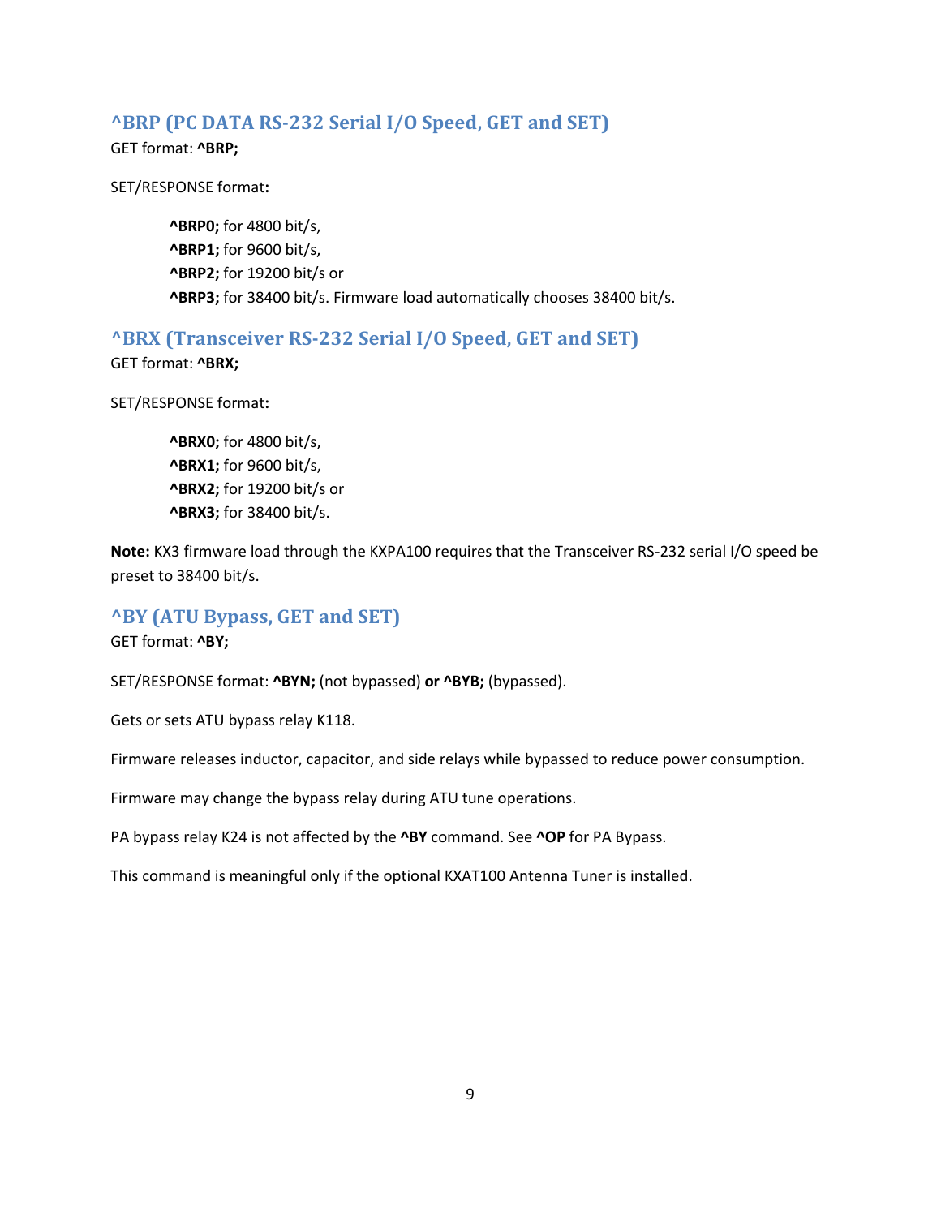## ^BRP (PC DATA RS-232 Serial I/O Speed, GET and SET)

GET format: **^BRP;**

SET/RESPONSE format**:**

> **^BRP0;** for 4800 bit/s,
> **^BRP1;** for 9600 bit/s,
> **^BRP2;** for 19200 bit/s or
> **^BRP3;** for 38400 bit/s. Firmware load automatically chooses 38400 bit/s.

## ^BRX (Transceiver RS-232 Serial I/O Speed, GET and SET)

GET format: **^BRX;**

SET/RESPONSE format**:**

> **^BRX0;** for 4800 bit/s,
> **^BRX1;** for 9600 bit/s,
> **^BRX2;** for 19200 bit/s or
> **^BRX3;** for 38400 bit/s.

**Note:** KX3 firmware load through the KXPA100 requires that the Transceiver RS-232 serial I/O speed be preset to 38400 bit/s.

## ^BY (ATU Bypass, GET and SET)

GET format: **^BY;**

SET/RESPONSE format: **^BYN;** (not bypassed) **or ^BYB;** (bypassed).

Gets or sets ATU bypass relay K118.

Firmware releases inductor, capacitor, and side relays while bypassed to reduce power consumption.

Firmware may change the bypass relay during ATU tune operations.

PA bypass relay K24 is not affected by the **^BY** command. See **^OP** for PA Bypass.

This command is meaningful only if the optional KXAT100 Antenna Tuner is installed.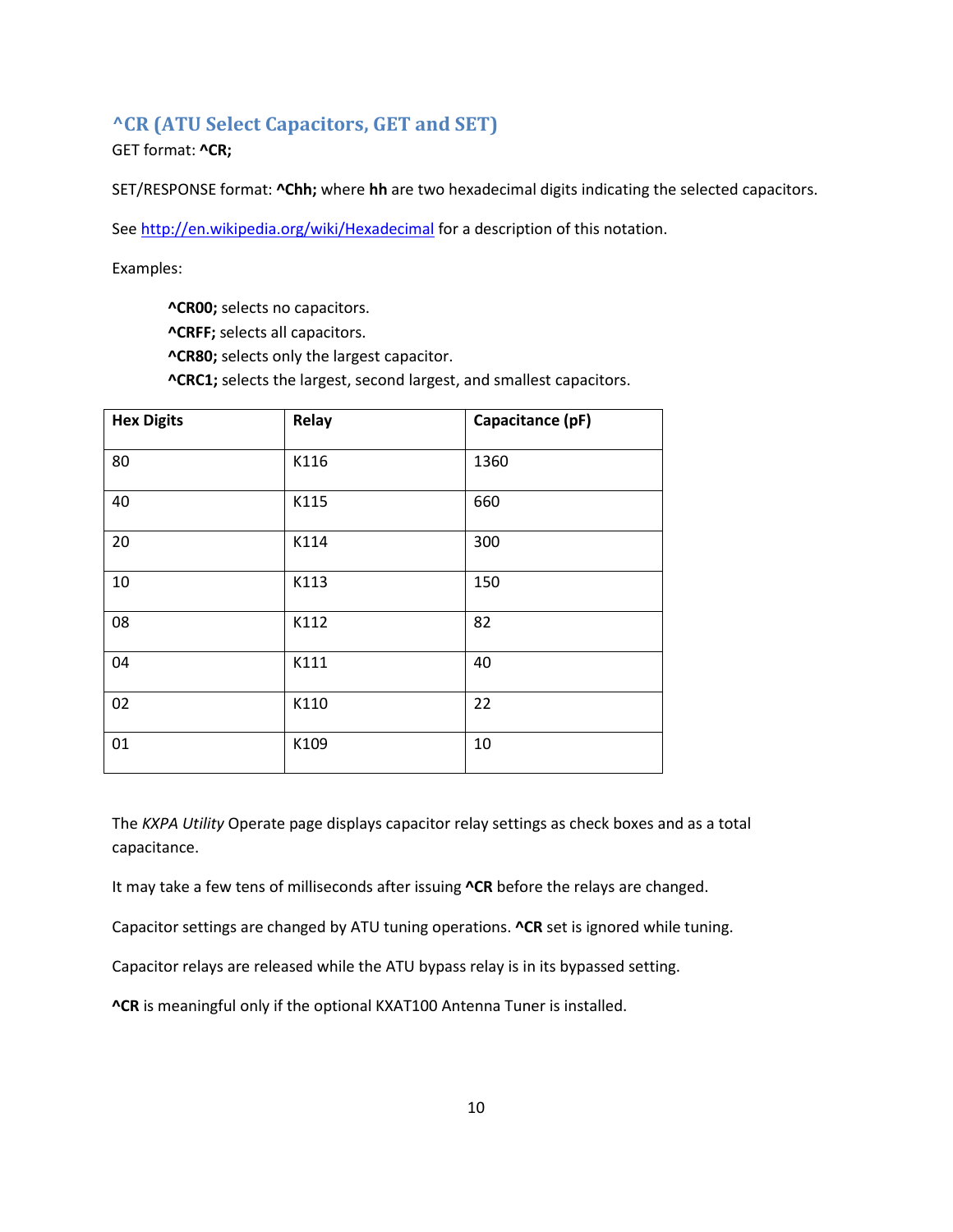## ^CR (ATU Select Capacitors, GET and SET)

GET format: **^CR;**

SET/RESPONSE format: **^Chh;** where **hh** are two hexadecimal digits indicating the selected capacitors.

See http://en.wikipedia.org/wiki/Hexadecimal for a description of this notation.

Examples:

> **^CR00;** selects no capacitors.
> **^CRFF;** selects all capacitors.
> **^CR80;** selects only the largest capacitor.
> **^CRC1;** selects the largest, second largest, and smallest capacitors.

| **Hex Digits** | **Relay** | **Capacitance (pF)** |
|---|---|---|
| 80 | K116 | 1360 |
| 40 | K115 | 660 |
| 20 | K114 | 300 |
| 10 | K113 | 150 |
| 08 | K112 | 82 |
| 04 | K111 | 40 |
| 02 | K110 | 22 |
| 01 | K109 | 10 |

The *KXPA Utility* Operate page displays capacitor relay settings as check boxes and as a total capacitance.

It may take a few tens of milliseconds after issuing **^CR** before the relays are changed.

Capacitor settings are changed by ATU tuning operations. **^CR** set is ignored while tuning.

Capacitor relays are released while the ATU bypass relay is in its bypassed setting.

**^CR** is meaningful only if the optional KXAT100 Antenna Tuner is installed.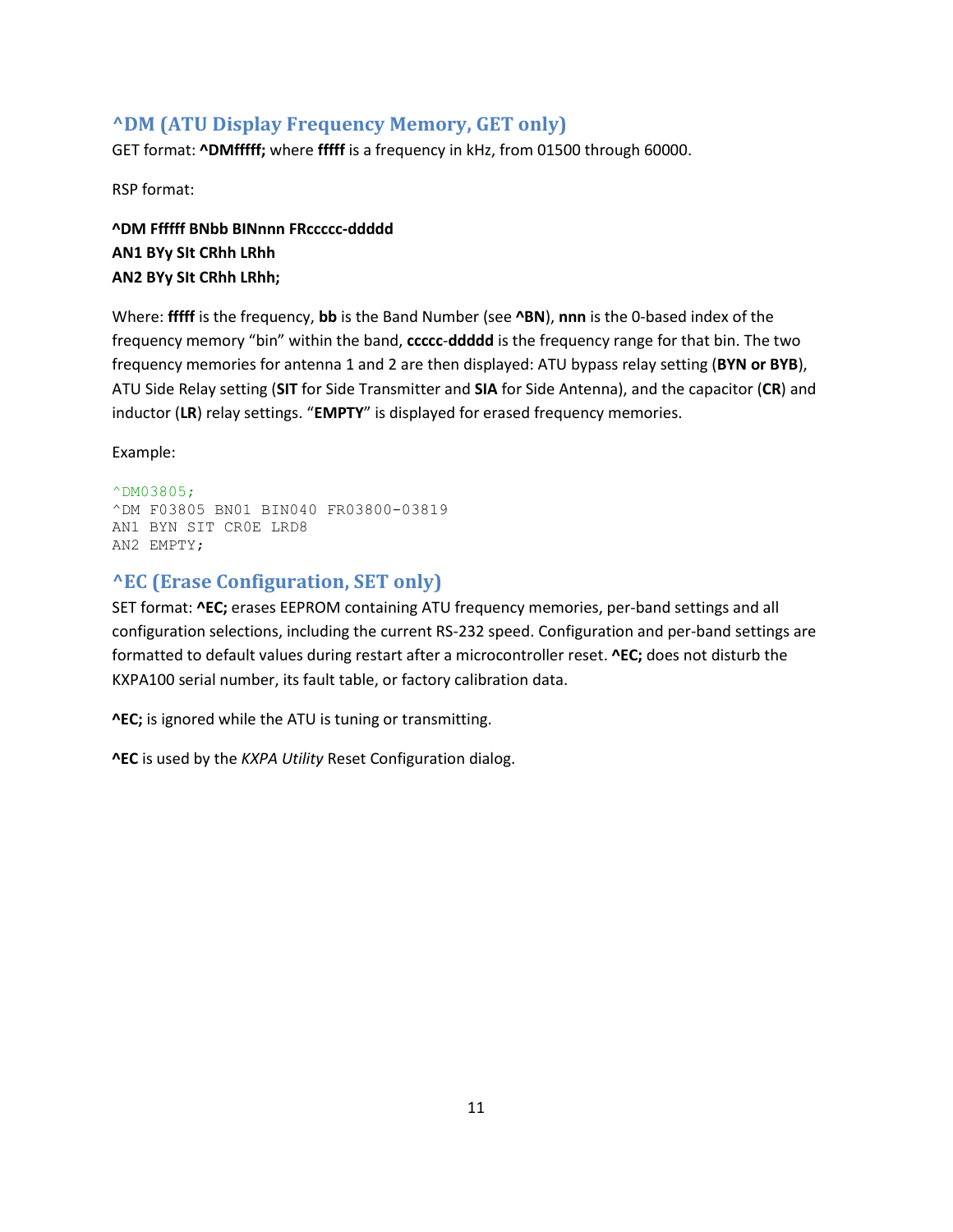## ^DM (ATU Display Frequency Memory, GET only)

GET format: **^DMfffff;** where **fffff** is a frequency in kHz, from 01500 through 60000.

RSP format:

**^DM Ffffff BNbb BINnnn FRccccc-ddddd**
**AN1 BYy SIt CRhh LRhh**
**AN2 BYy SIt CRhh LRhh;**

Where: **fffff** is the frequency, **bb** is the Band Number (see **^BN**), **nnn** is the 0-based index of the frequency memory "bin" within the band, **ccccc**-**ddddd** is the frequency range for that bin. The two frequency memories for antenna 1 and 2 are then displayed: ATU bypass relay setting (**BYN or BYB**), ATU Side Relay setting (**SIT** for Side Transmitter and **SIA** for Side Antenna), and the capacitor (**CR**) and inductor (**LR**) relay settings. "**EMPTY**" is displayed for erased frequency memories.

Example:

```
^DM03805;
^DM F03805 BN01 BIN040 FR03800-03819
AN1 BYN SIT CR0E LRD8
AN2 EMPTY;
```

## ^EC (Erase Configuration, SET only)

SET format: **^EC;** erases EEPROM containing ATU frequency memories, per-band settings and all configuration selections, including the current RS-232 speed. Configuration and per-band settings are formatted to default values during restart after a microcontroller reset. **^EC;** does not disturb the KXPA100 serial number, its fault table, or factory calibration data.

**^EC;** is ignored while the ATU is tuning or transmitting.

**^EC** is used by the *KXPA Utility* Reset Configuration dialog.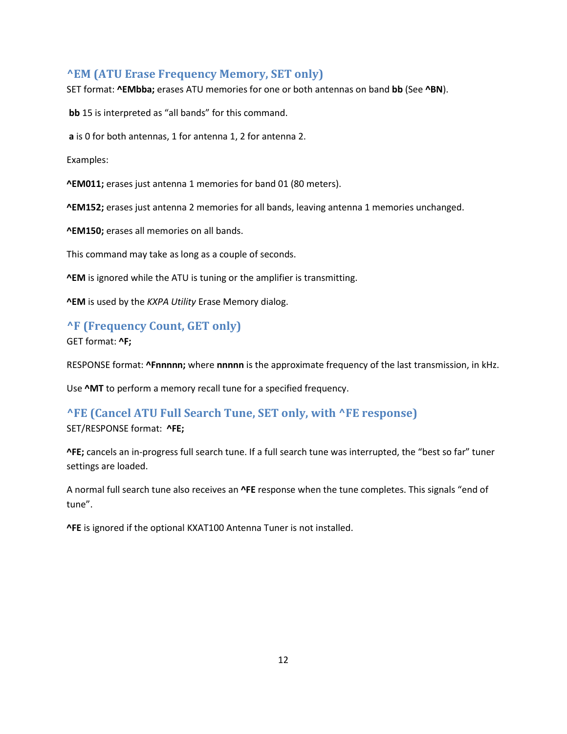## ^EM (ATU Erase Frequency Memory, SET only)

SET format: **^EMbba;** erases ATU memories for one or both antennas on band **bb** (See **^BN**).

**bb** 15 is interpreted as “all bands” for this command.

**a** is 0 for both antennas, 1 for antenna 1, 2 for antenna 2.

Examples:

**^EM011;** erases just antenna 1 memories for band 01 (80 meters).

**^EM152;** erases just antenna 2 memories for all bands, leaving antenna 1 memories unchanged.

**^EM150;** erases all memories on all bands.

This command may take as long as a couple of seconds.

**^EM** is ignored while the ATU is tuning or the amplifier is transmitting.

**^EM** is used by the *KXPA Utility* Erase Memory dialog.

## ^F (Frequency Count, GET only)

GET format: **^F;**

RESPONSE format: **^Fnnnnn;** where **nnnnn** is the approximate frequency of the last transmission, in kHz.

Use **^MT** to perform a memory recall tune for a specified frequency.

## ^FE (Cancel ATU Full Search Tune, SET only, with ^FE response)

SET/RESPONSE format: **^FE;**

**^FE;** cancels an in-progress full search tune. If a full search tune was interrupted, the “best so far” tuner settings are loaded.

A normal full search tune also receives an **^FE** response when the tune completes. This signals “end of tune”.

**^FE** is ignored if the optional KXAT100 Antenna Tuner is not installed.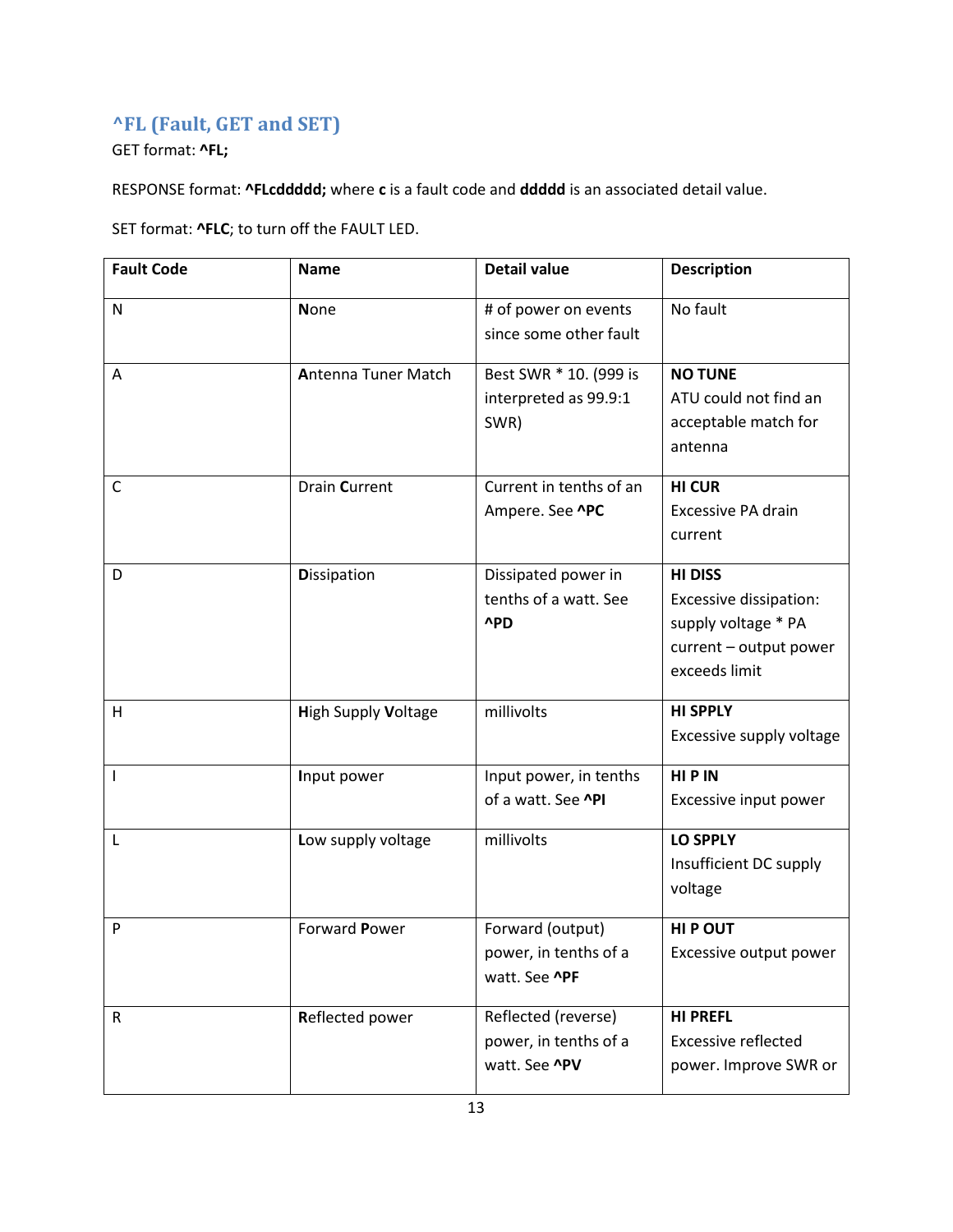## ^FL (Fault, GET and SET)

GET format: **^FL;**

RESPONSE format: **^FLcddddd;** where **c** is a fault code and **ddddd** is an associated detail value.

SET format: **^FLC**; to turn off the FAULT LED.

| **Fault Code** | **Name** | **Detail value** | **Description** |
|---|---|---|---|
| N | **N**one | # of power on events since some other fault | No fault |
| A | **A**ntenna Tuner Match | Best SWR * 10. (999 is interpreted as 99.9:1 SWR) | **NO TUNE** ATU could not find an acceptable match for antenna |
| C | Drain **C**urrent | Current in tenths of an Ampere. See **^PC** | **HI CUR** Excessive PA drain current |
| D | **D**issipation | Dissipated power in tenths of a watt. See **^PD** | **HI DISS** Excessive dissipation: supply voltage * PA current – output power exceeds limit |
| H | **H**igh Supply **V**oltage | millivolts | **HI SPPLY** Excessive supply voltage |
| I | **I**nput power | Input power, in tenths of a watt. See **^PI** | **HI P IN** Excessive input power |
| L | **L**ow supply voltage | millivolts | **LO SPPLY** Insufficient DC supply voltage |
| P | Forward **P**ower | Forward (output) power, in tenths of a watt. See **^PF** | **HI P OUT** Excessive output power |
| R | **R**eflected power | Reflected (reverse) power, in tenths of a watt. See **^PV** | **HI PREFL** Excessive reflected power. Improve SWR or |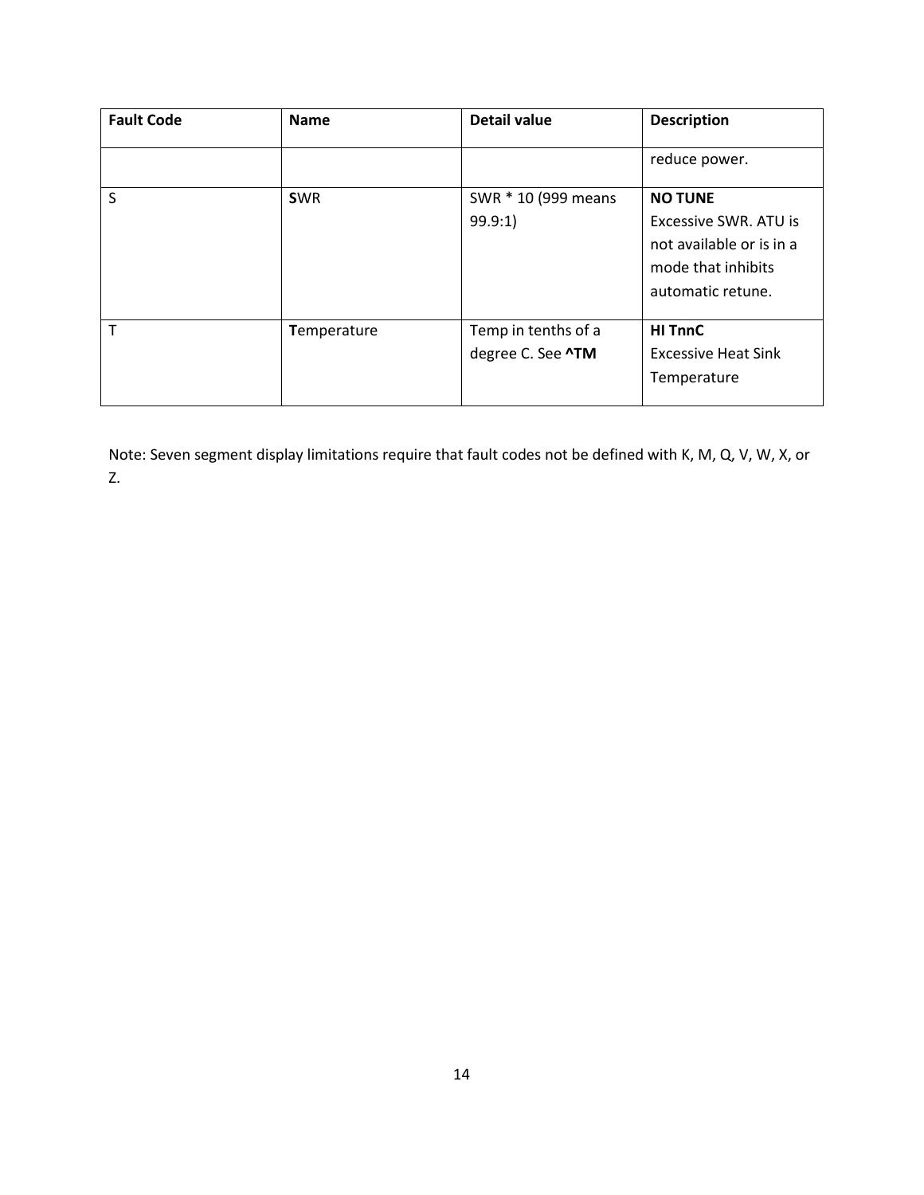| Fault Code | Name | Detail value | Description |
|---|---|---|---|
| | | | reduce power. |
| S | **S**WR | SWR * 10 (999 means 99.9:1) | **NO TUNE**<br>Excessive SWR. ATU is not available or is in a mode that inhibits automatic retune. |
| T | **T**emperature | Temp in tenths of a degree C. See **^TM** | **HI TnnC**<br>Excessive Heat Sink Temperature |

Note: Seven segment display limitations require that fault codes not be defined with K, M, Q, V, W, X, or Z.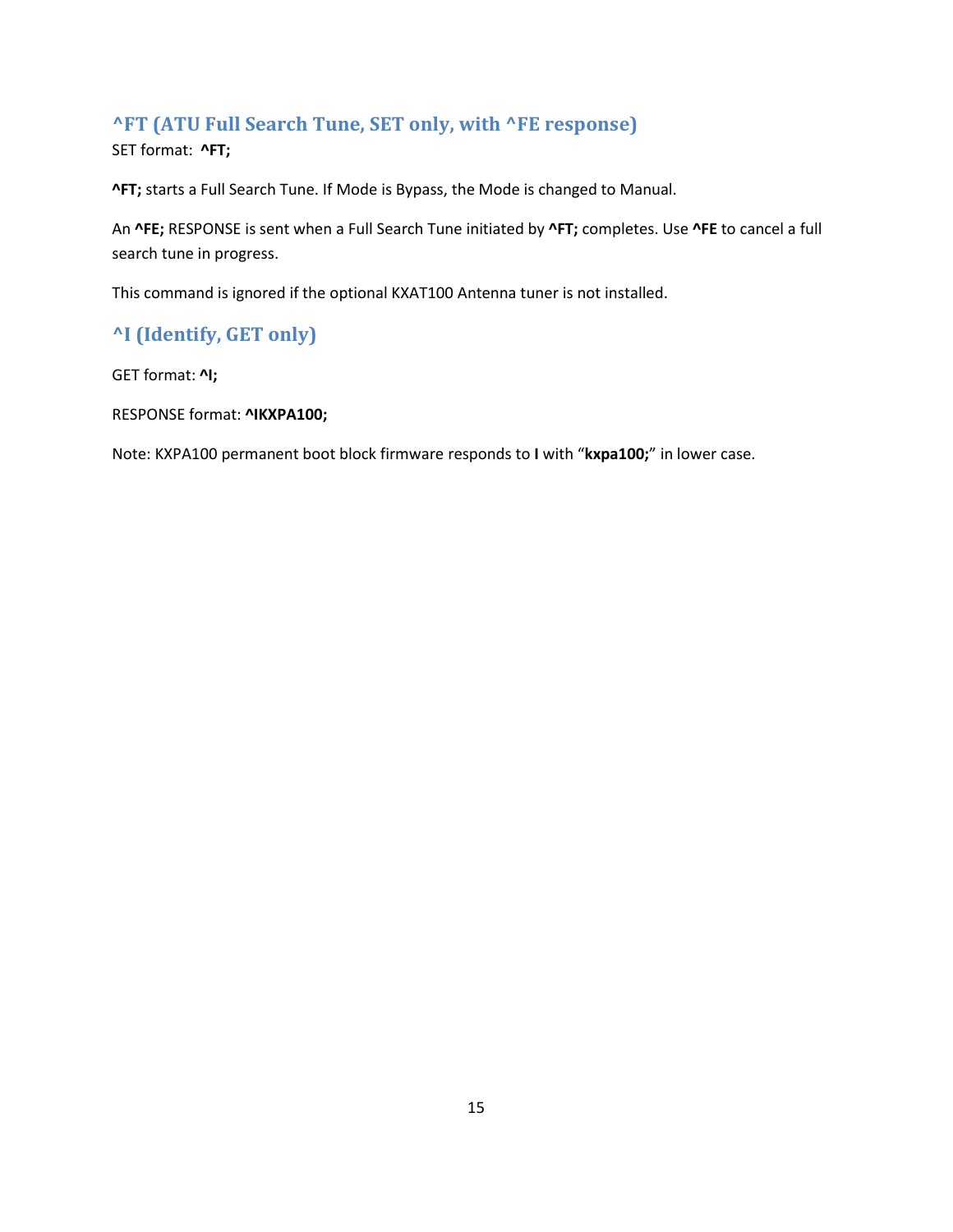## ^FT (ATU Full Search Tune, SET only, with ^FE response)

SET format: **^FT;**

**^FT;** starts a Full Search Tune. If Mode is Bypass, the Mode is changed to Manual.

An **^FE;** RESPONSE is sent when a Full Search Tune initiated by **^FT;** completes. Use **^FE** to cancel a full search tune in progress.

This command is ignored if the optional KXAT100 Antenna tuner is not installed.

## ^I (Identify, GET only)

GET format: **^I;**

RESPONSE format: **^IKXPA100;**

Note: KXPA100 permanent boot block firmware responds to **I** with "**kxpa100;**" in lower case.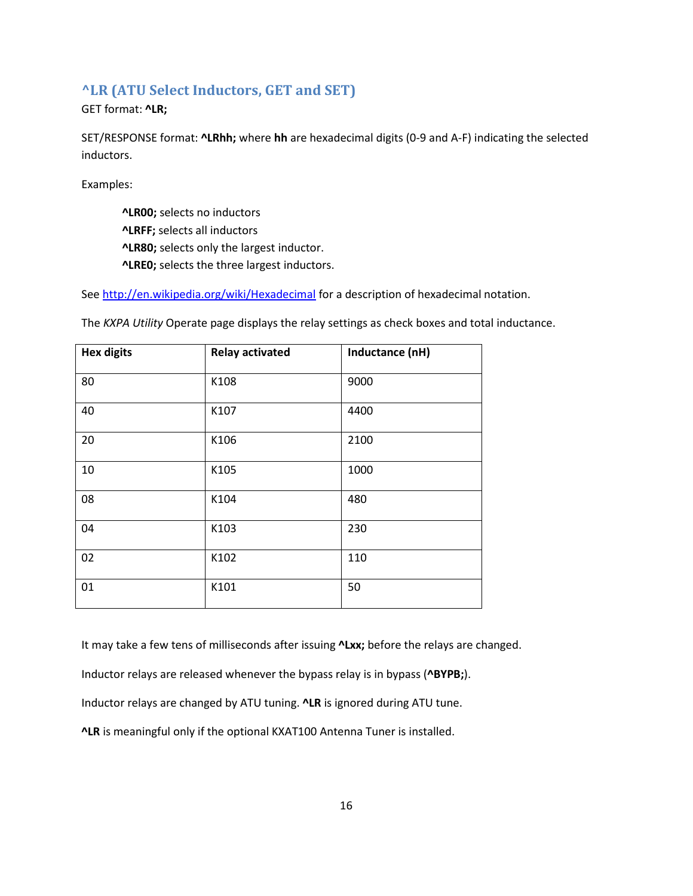## ^LR (ATU Select Inductors, GET and SET)

GET format: **^LR;**

SET/RESPONSE format: **^LRhh;** where **hh** are hexadecimal digits (0-9 and A-F) indicating the selected inductors.

Examples:

> **^LR00;** selects no inductors
> **^LRFF;** selects all inductors
> **^LR80;** selects only the largest inductor.
> **^LRE0;** selects the three largest inductors.

See http://en.wikipedia.org/wiki/Hexadecimal for a description of hexadecimal notation.

The *KXPA Utility* Operate page displays the relay settings as check boxes and total inductance.

| **Hex digits** | **Relay activated** | **Inductance (nH)** |
|---|---|---|
| 80 | K108 | 9000 |
| 40 | K107 | 4400 |
| 20 | K106 | 2100 |
| 10 | K105 | 1000 |
| 08 | K104 | 480 |
| 04 | K103 | 230 |
| 02 | K102 | 110 |
| 01 | K101 | 50 |

It may take a few tens of milliseconds after issuing **^Lxx;** before the relays are changed.

Inductor relays are released whenever the bypass relay is in bypass (**^BYPB;**).

Inductor relays are changed by ATU tuning. **^LR** is ignored during ATU tune.

**^LR** is meaningful only if the optional KXAT100 Antenna Tuner is installed.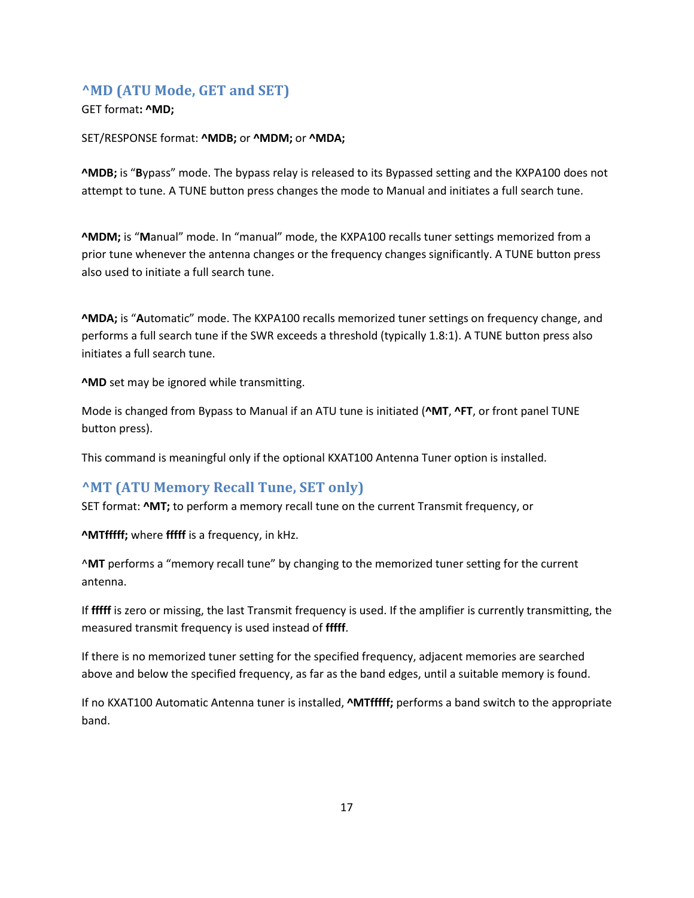## ^MD (ATU Mode, GET and SET)

GET format**: ^MD;**

SET/RESPONSE format: **^MDB;** or **^MDM;** or **^MDA;**

**^MDB;** is "**B**ypass" mode. The bypass relay is released to its Bypassed setting and the KXPA100 does not attempt to tune. A TUNE button press changes the mode to Manual and initiates a full search tune.

**^MDM;** is "**M**anual" mode. In "manual" mode, the KXPA100 recalls tuner settings memorized from a prior tune whenever the antenna changes or the frequency changes significantly. A TUNE button press also used to initiate a full search tune.

**^MDA;** is "**A**utomatic" mode. The KXPA100 recalls memorized tuner settings on frequency change, and performs a full search tune if the SWR exceeds a threshold (typically 1.8:1). A TUNE button press also initiates a full search tune.

**^MD** set may be ignored while transmitting.

Mode is changed from Bypass to Manual if an ATU tune is initiated (**^MT**, **^FT**, or front panel TUNE button press).

This command is meaningful only if the optional KXAT100 Antenna Tuner option is installed.

## ^MT (ATU Memory Recall Tune, SET only)

SET format: **^MT;** to perform a memory recall tune on the current Transmit frequency, or

**^MTfffff;** where **fffff** is a frequency, in kHz.

^**MT** performs a "memory recall tune" by changing to the memorized tuner setting for the current antenna.

If **fffff** is zero or missing, the last Transmit frequency is used. If the amplifier is currently transmitting, the measured transmit frequency is used instead of **fffff**.

If there is no memorized tuner setting for the specified frequency, adjacent memories are searched above and below the specified frequency, as far as the band edges, until a suitable memory is found.

If no KXAT100 Automatic Antenna tuner is installed, **^MTfffff;** performs a band switch to the appropriate band.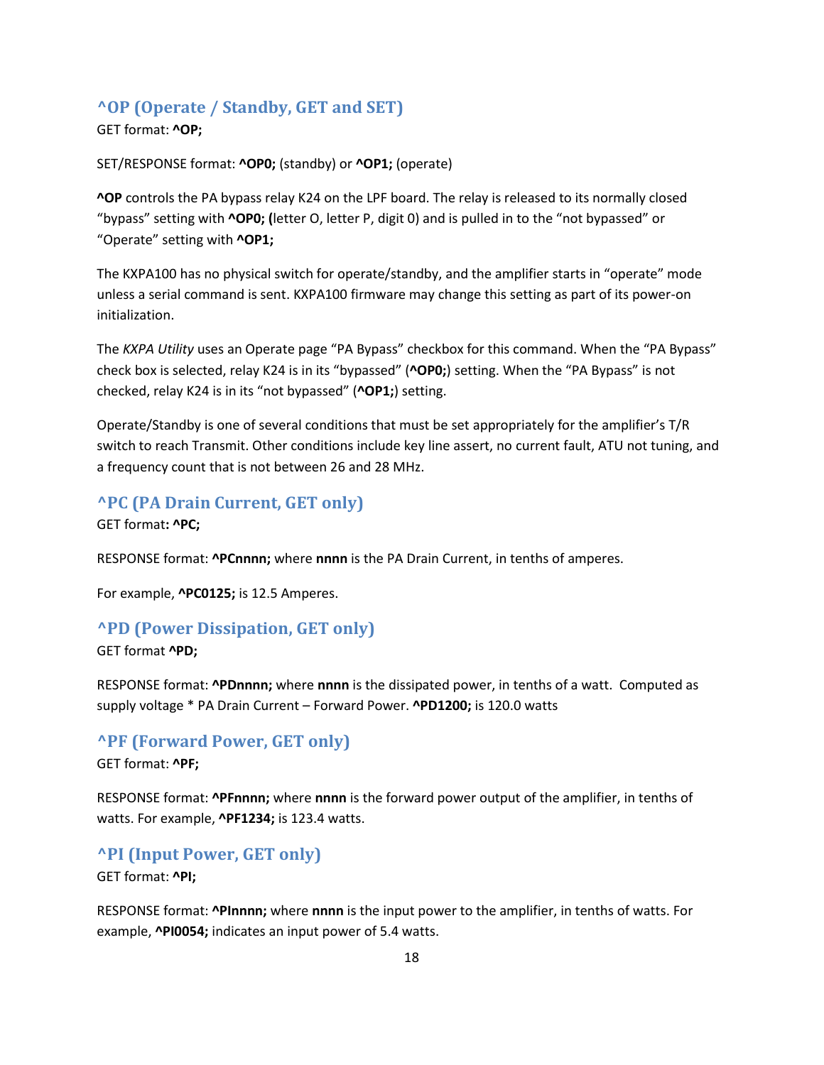### ^OP (Operate / Standby, GET and SET)

GET format: **^OP;**

SET/RESPONSE format: **^OP0;** (standby) or **^OP1;** (operate)

**^OP** controls the PA bypass relay K24 on the LPF board. The relay is released to its normally closed "bypass" setting with **^OP0; (**letter O, letter P, digit 0) and is pulled in to the "not bypassed" or "Operate" setting with **^OP1;**

The KXPA100 has no physical switch for operate/standby, and the amplifier starts in "operate" mode unless a serial command is sent. KXPA100 firmware may change this setting as part of its power-on initialization.

The *KXPA Utility* uses an Operate page "PA Bypass" checkbox for this command. When the "PA Bypass" check box is selected, relay K24 is in its "bypassed" (**^OP0;**) setting. When the "PA Bypass" is not checked, relay K24 is in its "not bypassed" (**^OP1;**) setting.

Operate/Standby is one of several conditions that must be set appropriately for the amplifier's T/R switch to reach Transmit. Other conditions include key line assert, no current fault, ATU not tuning, and a frequency count that is not between 26 and 28 MHz.

### ^PC (PA Drain Current, GET only)

GET format**: ^PC;**

RESPONSE format: **^PCnnnn;** where **nnnn** is the PA Drain Current, in tenths of amperes.

For example, **^PC0125;** is 12.5 Amperes.

### ^PD (Power Dissipation, GET only)

GET format **^PD;**

RESPONSE format: **^PDnnnn;** where **nnnn** is the dissipated power, in tenths of a watt. Computed as supply voltage * PA Drain Current – Forward Power. **^PD1200;** is 120.0 watts

### ^PF (Forward Power, GET only)

GET format: **^PF;**

RESPONSE format: **^PFnnnn;** where **nnnn** is the forward power output of the amplifier, in tenths of watts. For example, **^PF1234;** is 123.4 watts.

### ^PI (Input Power, GET only)

GET format: **^PI;**

RESPONSE format: **^PInnnn;** where **nnnn** is the input power to the amplifier, in tenths of watts. For example, **^PI0054;** indicates an input power of 5.4 watts.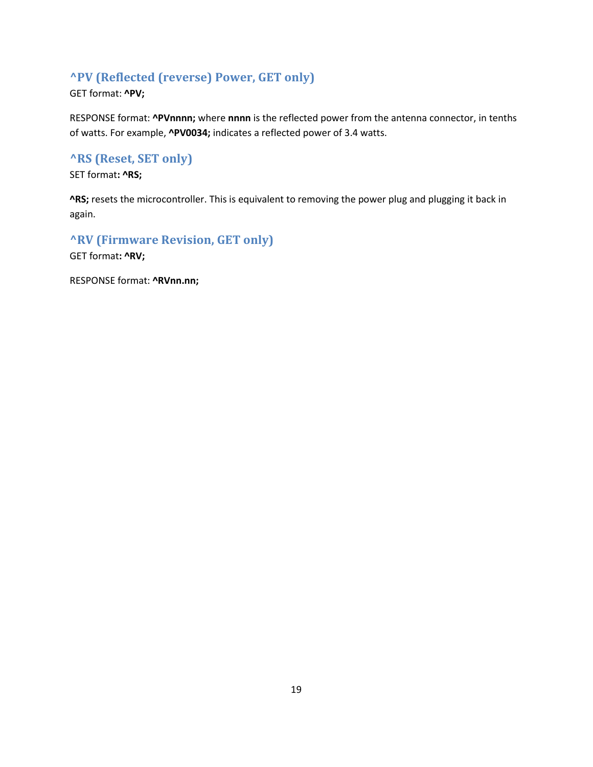### ^PV (Reflected (reverse) Power, GET only)

GET format: **^PV;**

RESPONSE format: **^PVnnnn;** where **nnnn** is the reflected power from the antenna connector, in tenths of watts. For example, **^PV0034;** indicates a reflected power of 3.4 watts.

### ^RS (Reset, SET only)

SET format**: ^RS;**

**^RS;** resets the microcontroller. This is equivalent to removing the power plug and plugging it back in again.

### ^RV (Firmware Revision, GET only)

GET format**: ^RV;**

RESPONSE format: **^RVnn.nn;**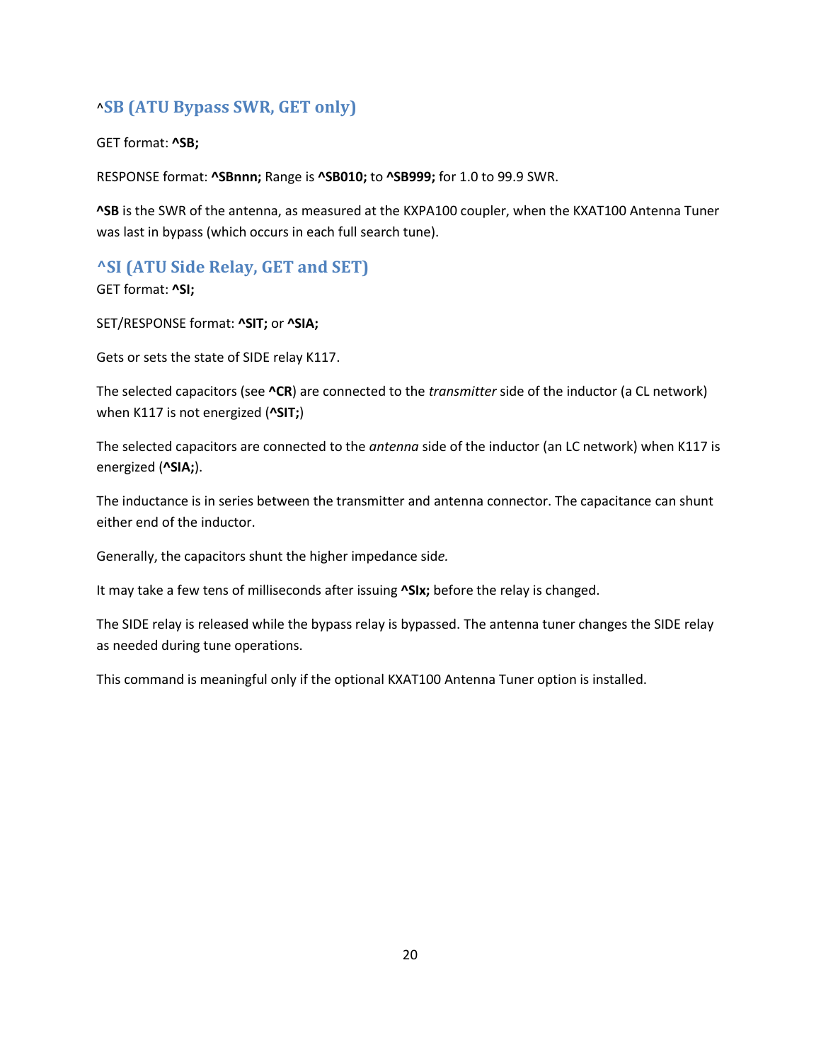## ^SB (ATU Bypass SWR, GET only)

GET format: **^SB;**

RESPONSE format: **^SBnnn;** Range is **^SB010;** to **^SB999;** for 1.0 to 99.9 SWR.

**^SB** is the SWR of the antenna, as measured at the KXPA100 coupler, when the KXAT100 Antenna Tuner was last in bypass (which occurs in each full search tune).

## ^SI (ATU Side Relay, GET and SET)

GET format: **^SI;**

SET/RESPONSE format: **^SIT;** or **^SIA;**

Gets or sets the state of SIDE relay K117.

The selected capacitors (see **^CR**) are connected to the *transmitter* side of the inductor (a CL network) when K117 is not energized (**^SIT;**)

The selected capacitors are connected to the *antenna* side of the inductor (an LC network) when K117 is energized (**^SIA;**).

The inductance is in series between the transmitter and antenna connector. The capacitance can shunt either end of the inductor.

Generally, the capacitors shunt the higher impedance side.

It may take a few tens of milliseconds after issuing **^SIx;** before the relay is changed.

The SIDE relay is released while the bypass relay is bypassed. The antenna tuner changes the SIDE relay as needed during tune operations.

This command is meaningful only if the optional KXAT100 Antenna Tuner option is installed.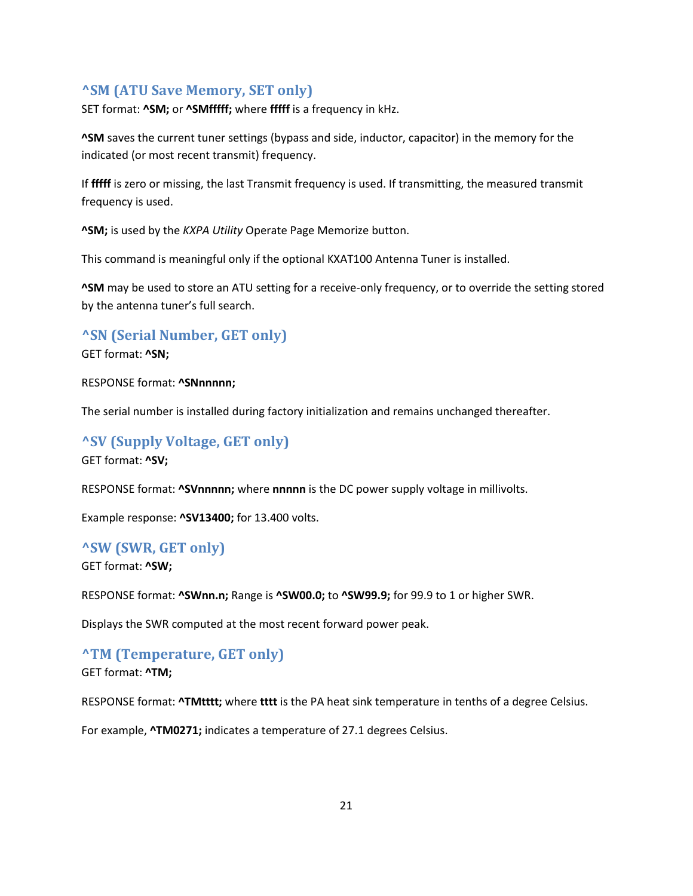## ^SM (ATU Save Memory, SET only)

SET format: **^SM;** or **^SMfffff;** where **fffff** is a frequency in kHz.

**^SM** saves the current tuner settings (bypass and side, inductor, capacitor) in the memory for the indicated (or most recent transmit) frequency.

If **fffff** is zero or missing, the last Transmit frequency is used. If transmitting, the measured transmit frequency is used.

**^SM;** is used by the *KXPA Utility* Operate Page Memorize button.

This command is meaningful only if the optional KXAT100 Antenna Tuner is installed.

**^SM** may be used to store an ATU setting for a receive-only frequency, or to override the setting stored by the antenna tuner's full search.

## ^SN (Serial Number, GET only)

GET format: **^SN;**

RESPONSE format: **^SNnnnnn;**

The serial number is installed during factory initialization and remains unchanged thereafter.

## ^SV (Supply Voltage, GET only)

GET format: **^SV;**

RESPONSE format: **^SVnnnnn;** where **nnnnn** is the DC power supply voltage in millivolts.

Example response: **^SV13400;** for 13.400 volts.

## ^SW (SWR, GET only)

GET format: **^SW;**

RESPONSE format: **^SWnn.n;** Range is **^SW00.0;** to **^SW99.9;** for 99.9 to 1 or higher SWR.

Displays the SWR computed at the most recent forward power peak.

## ^TM (Temperature, GET only)

GET format: **^TM;**

RESPONSE format: **^TMtttt;** where **tttt** is the PA heat sink temperature in tenths of a degree Celsius.

For example, **^TM0271;** indicates a temperature of 27.1 degrees Celsius.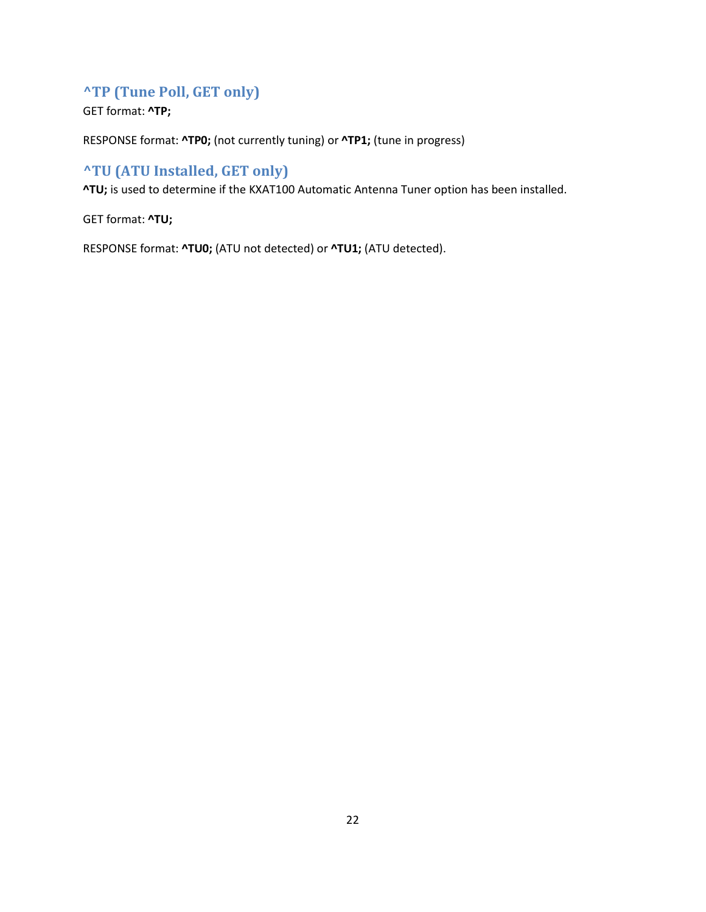## ^TP (Tune Poll, GET only)

GET format: **^TP;**

RESPONSE format: **^TP0;** (not currently tuning) or **^TP1;** (tune in progress)

## ^TU (ATU Installed, GET only)

**^TU;** is used to determine if the KXAT100 Automatic Antenna Tuner option has been installed.

GET format: **^TU;**

RESPONSE format: **^TU0;** (ATU not detected) or **^TU1;** (ATU detected).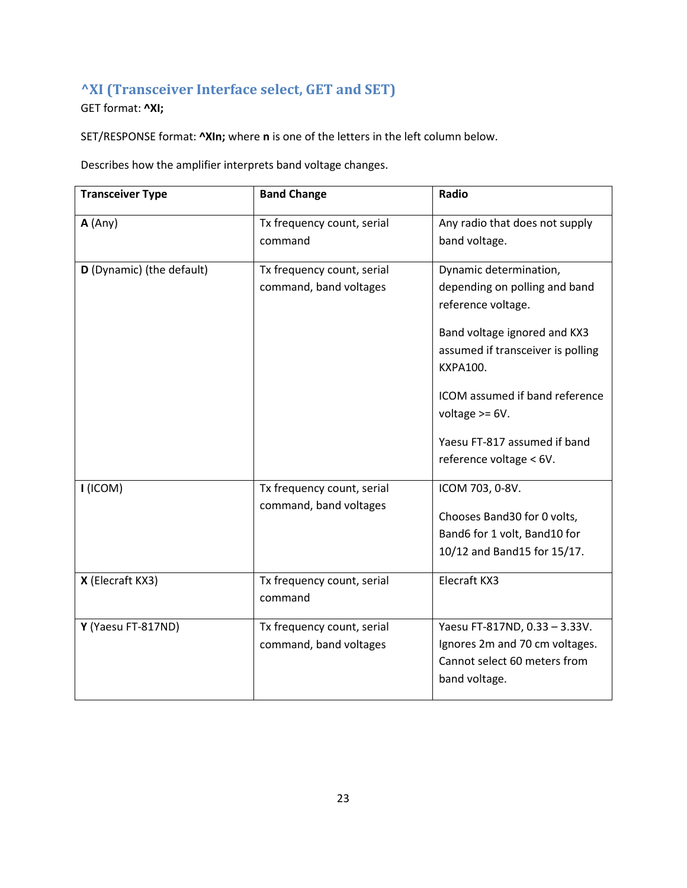### ^XI (Transceiver Interface select, GET and SET)

GET format: **^XI;**

SET/RESPONSE format: **^XIn;** where **n** is one of the letters in the left column below.

Describes how the amplifier interprets band voltage changes.

| Transceiver Type | Band Change | Radio |
|---|---|---|
| **A** (Any) | Tx frequency count, serial command | Any radio that does not supply band voltage. |
| **D** (Dynamic) (the default) | Tx frequency count, serial command, band voltages | Dynamic determination, depending on polling and band reference voltage.<br><br>Band voltage ignored and KX3 assumed if transceiver is polling KXPA100.<br><br>ICOM assumed if band reference voltage >= 6V.<br><br>Yaesu FT-817 assumed if band reference voltage < 6V. |
| **I** (ICOM) | Tx frequency count, serial command, band voltages | ICOM 703, 0-8V.<br><br>Chooses Band30 for 0 volts, Band6 for 1 volt, Band10 for 10/12 and Band15 for 15/17. |
| **X** (Elecraft KX3) | Tx frequency count, serial command | Elecraft KX3 |
| **Y** (Yaesu FT-817ND) | Tx frequency count, serial command, band voltages | Yaesu FT-817ND, 0.33 – 3.33V. Ignores 2m and 70 cm voltages. Cannot select 60 meters from band voltage. |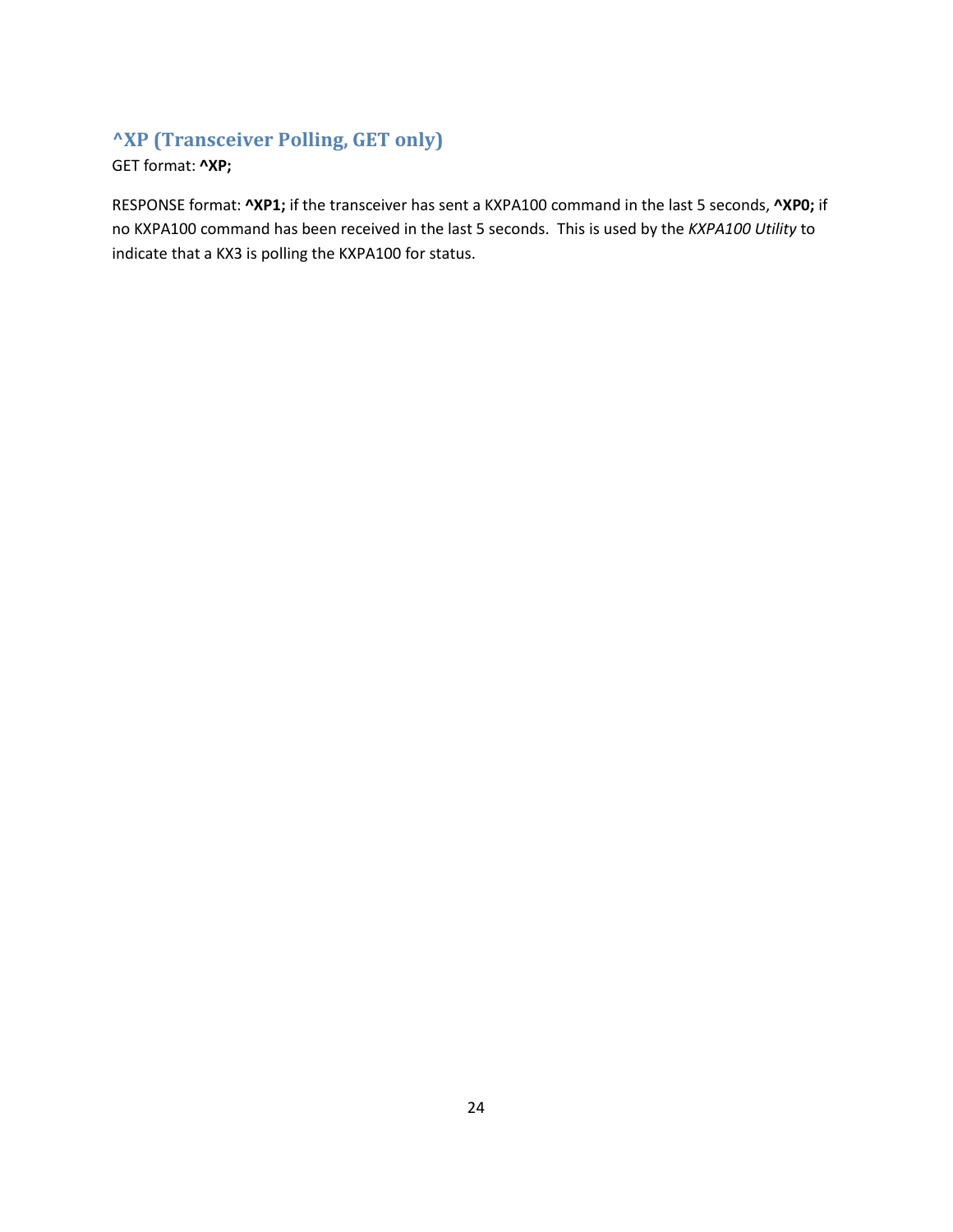### ^XP (Transceiver Polling, GET only)

GET format: **^XP;**

RESPONSE format: **^XP1;** if the transceiver has sent a KXPA100 command in the last 5 seconds, **^XP0;** if no KXPA100 command has been received in the last 5 seconds. This is used by the *KXPA100 Utility* to indicate that a KX3 is polling the KXPA100 for status.